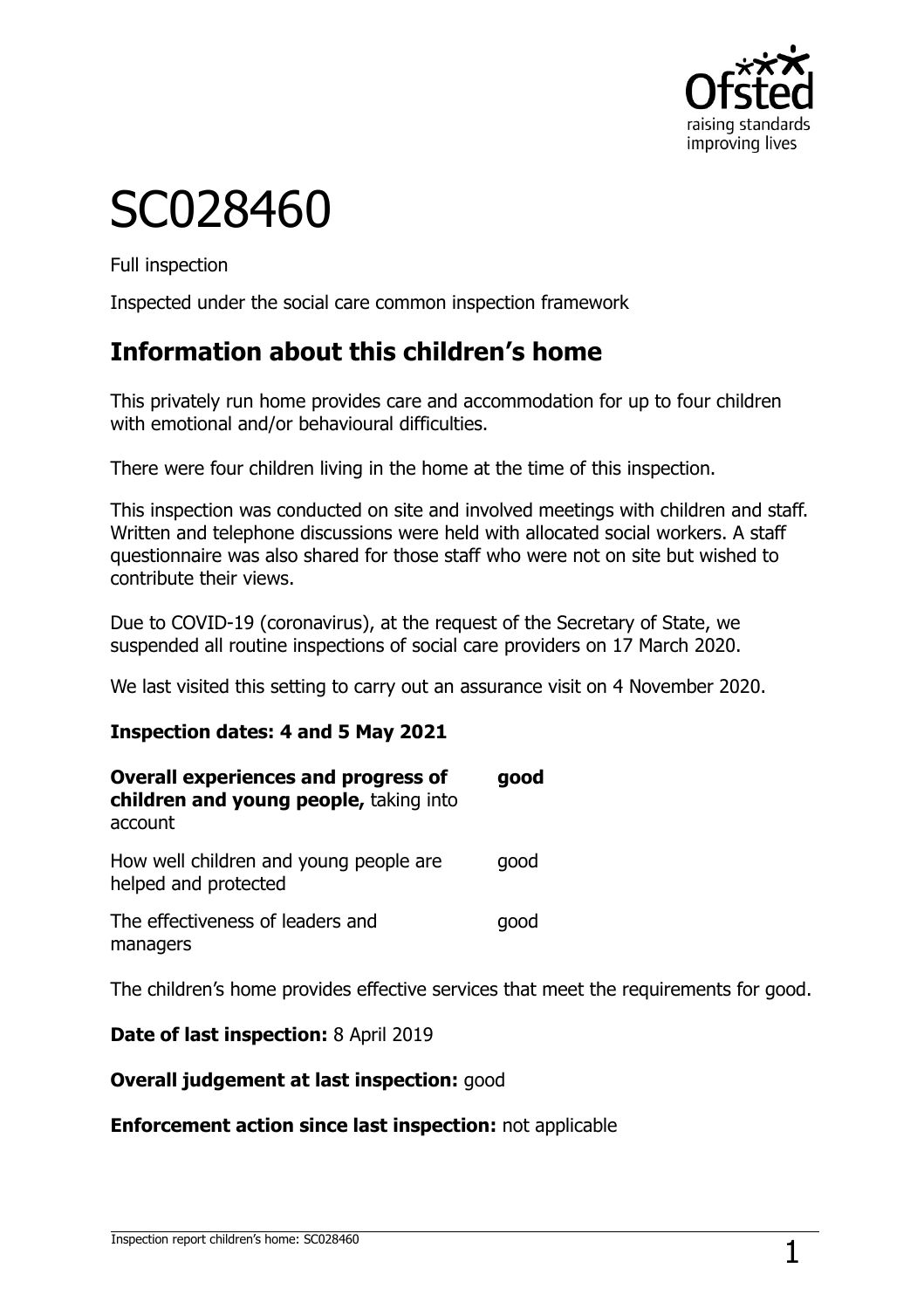# SC028460

Full inspection

Inspected under the social care common inspection framework

## Information about this children's home

This privately run home provides care and accommodation for up to four children with emotional and/or behavioural difficulties.

There were four children living in the home at the time of this inspection.

This inspection was conducted on site and involved meetings with children and staff. Written and telephone discussions were held with allocated social workers. A staff questionnaire was also shared for those staff who were not on site but wished to contribute their views.

Due to COVID-19 (coronavirus), at the request of the Secretary of State, we suspended all routine inspections of social care providers on 17 March 2020.

We last visited this setting to carry out an assurance visit on 4 November 2020.

**Inspection dates: 4 and 5 May 2021**

| | |
|---|---|
| **Overall experiences and progress of children and young people,** taking into account | **good** |
| How well children and young people are helped and protected | good |
| The effectiveness of leaders and managers | good |

The children's home provides effective services that meet the requirements for good.

**Date of last inspection:** 8 April 2019

**Overall judgement at last inspection:** good

**Enforcement action since last inspection:** not applicable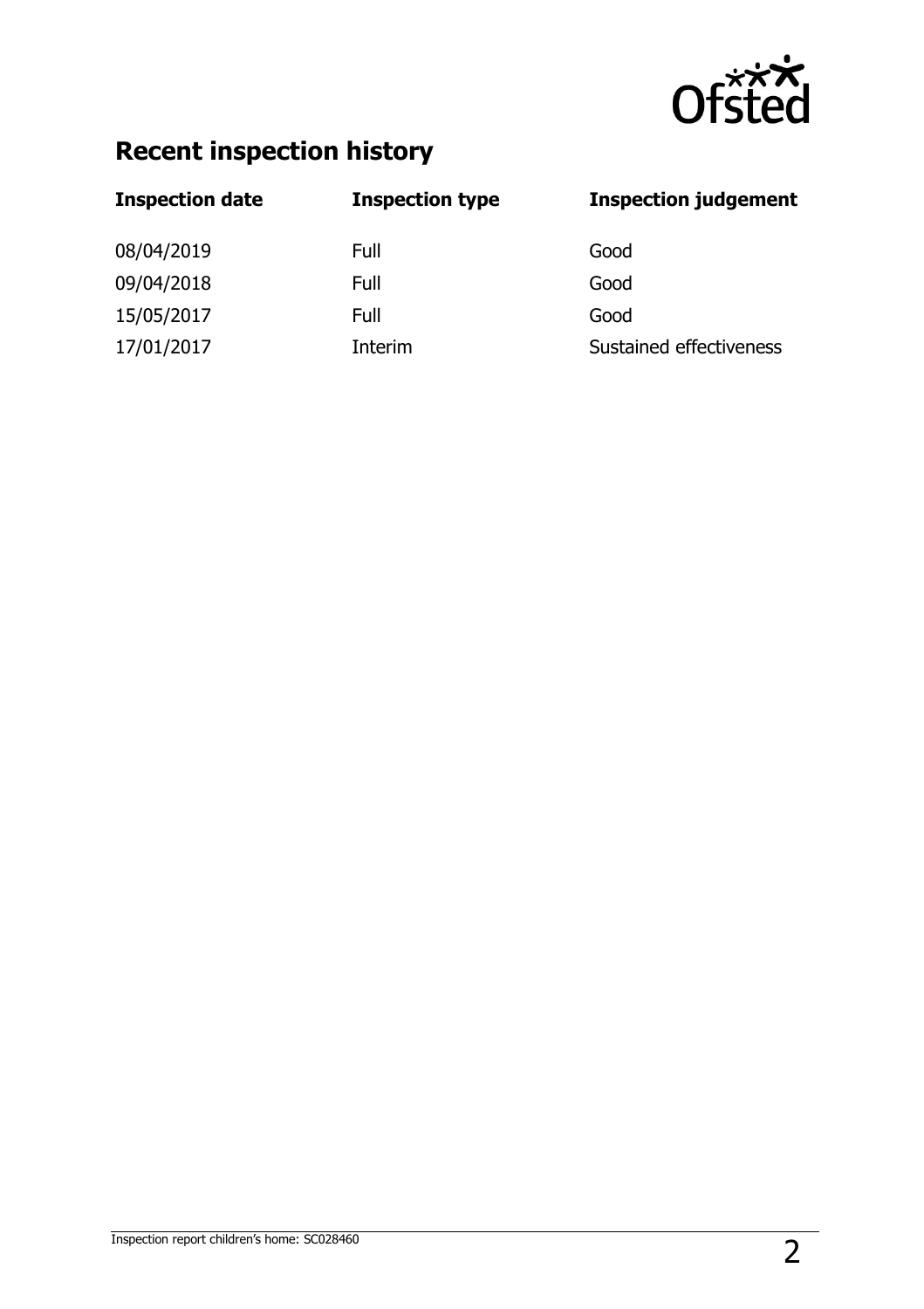## Recent inspection history

| Inspection date | Inspection type | Inspection judgement |
| --- | --- | --- |
| 08/04/2019 | Full | Good |
| 09/04/2018 | Full | Good |
| 15/05/2017 | Full | Good |
| 17/01/2017 | Interim | Sustained effectiveness |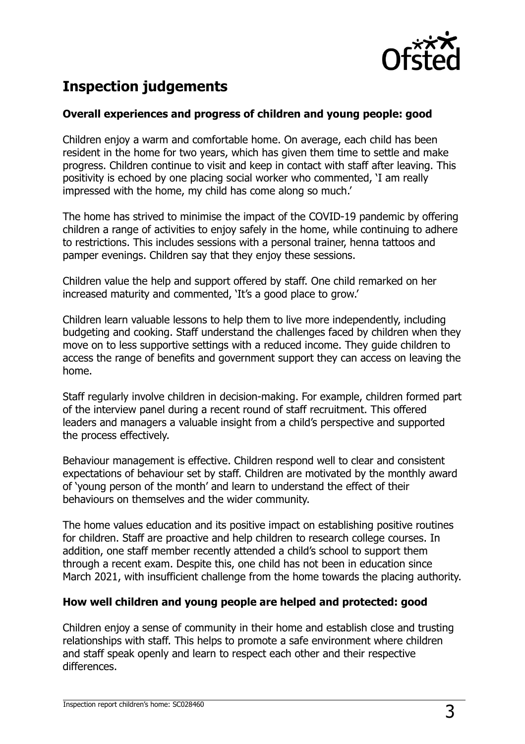## Inspection judgements

### Overall experiences and progress of children and young people: good

Children enjoy a warm and comfortable home. On average, each child has been resident in the home for two years, which has given them time to settle and make progress. Children continue to visit and keep in contact with staff after leaving. This positivity is echoed by one placing social worker who commented, 'I am really impressed with the home, my child has come along so much.'

The home has strived to minimise the impact of the COVID-19 pandemic by offering children a range of activities to enjoy safely in the home, while continuing to adhere to restrictions. This includes sessions with a personal trainer, henna tattoos and pamper evenings. Children say that they enjoy these sessions.

Children value the help and support offered by staff. One child remarked on her increased maturity and commented, 'It's a good place to grow.'

Children learn valuable lessons to help them to live more independently, including budgeting and cooking. Staff understand the challenges faced by children when they move on to less supportive settings with a reduced income. They guide children to access the range of benefits and government support they can access on leaving the home.

Staff regularly involve children in decision-making. For example, children formed part of the interview panel during a recent round of staff recruitment. This offered leaders and managers a valuable insight from a child's perspective and supported the process effectively.

Behaviour management is effective. Children respond well to clear and consistent expectations of behaviour set by staff. Children are motivated by the monthly award of 'young person of the month' and learn to understand the effect of their behaviours on themselves and the wider community.

The home values education and its positive impact on establishing positive routines for children. Staff are proactive and help children to research college courses. In addition, one staff member recently attended a child's school to support them through a recent exam. Despite this, one child has not been in education since March 2021, with insufficient challenge from the home towards the placing authority.

### How well children and young people are helped and protected: good

Children enjoy a sense of community in their home and establish close and trusting relationships with staff. This helps to promote a safe environment where children and staff speak openly and learn to respect each other and their respective differences.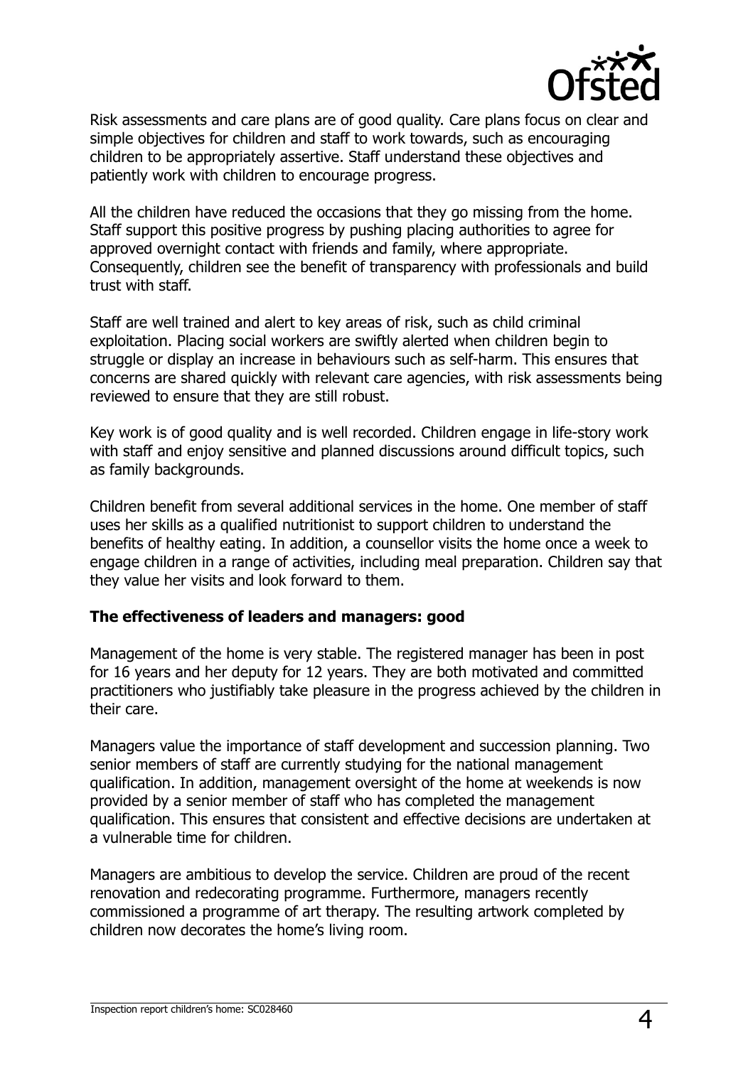Risk assessments and care plans are of good quality. Care plans focus on clear and simple objectives for children and staff to work towards, such as encouraging children to be appropriately assertive. Staff understand these objectives and patiently work with children to encourage progress.

All the children have reduced the occasions that they go missing from the home. Staff support this positive progress by pushing placing authorities to agree for approved overnight contact with friends and family, where appropriate. Consequently, children see the benefit of transparency with professionals and build trust with staff.

Staff are well trained and alert to key areas of risk, such as child criminal exploitation. Placing social workers are swiftly alerted when children begin to struggle or display an increase in behaviours such as self-harm. This ensures that concerns are shared quickly with relevant care agencies, with risk assessments being reviewed to ensure that they are still robust.

Key work is of good quality and is well recorded. Children engage in life-story work with staff and enjoy sensitive and planned discussions around difficult topics, such as family backgrounds.

Children benefit from several additional services in the home. One member of staff uses her skills as a qualified nutritionist to support children to understand the benefits of healthy eating. In addition, a counsellor visits the home once a week to engage children in a range of activities, including meal preparation. Children say that they value her visits and look forward to them.

**The effectiveness of leaders and managers: good**

Management of the home is very stable. The registered manager has been in post for 16 years and her deputy for 12 years. They are both motivated and committed practitioners who justifiably take pleasure in the progress achieved by the children in their care.

Managers value the importance of staff development and succession planning. Two senior members of staff are currently studying for the national management qualification. In addition, management oversight of the home at weekends is now provided by a senior member of staff who has completed the management qualification. This ensures that consistent and effective decisions are undertaken at a vulnerable time for children.

Managers are ambitious to develop the service. Children are proud of the recent renovation and redecorating programme. Furthermore, managers recently commissioned a programme of art therapy. The resulting artwork completed by children now decorates the home's living room.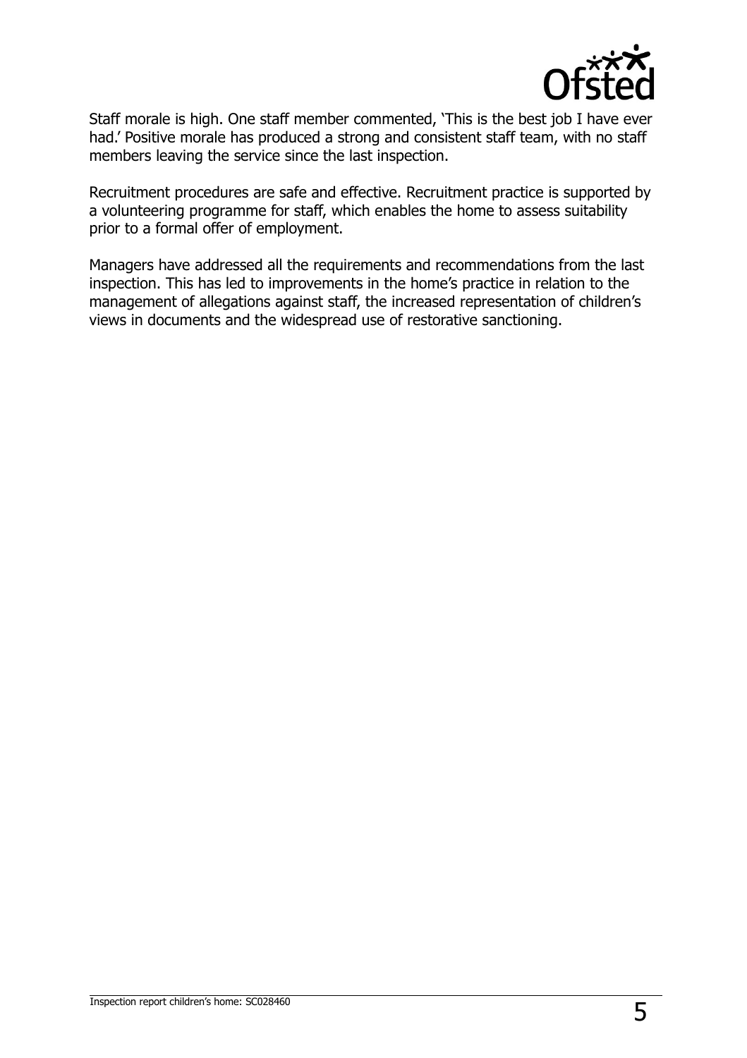Staff morale is high. One staff member commented, 'This is the best job I have ever had.' Positive morale has produced a strong and consistent staff team, with no staff members leaving the service since the last inspection.

Recruitment procedures are safe and effective. Recruitment practice is supported by a volunteering programme for staff, which enables the home to assess suitability prior to a formal offer of employment.

Managers have addressed all the requirements and recommendations from the last inspection. This has led to improvements in the home's practice in relation to the management of allegations against staff, the increased representation of children's views in documents and the widespread use of restorative sanctioning.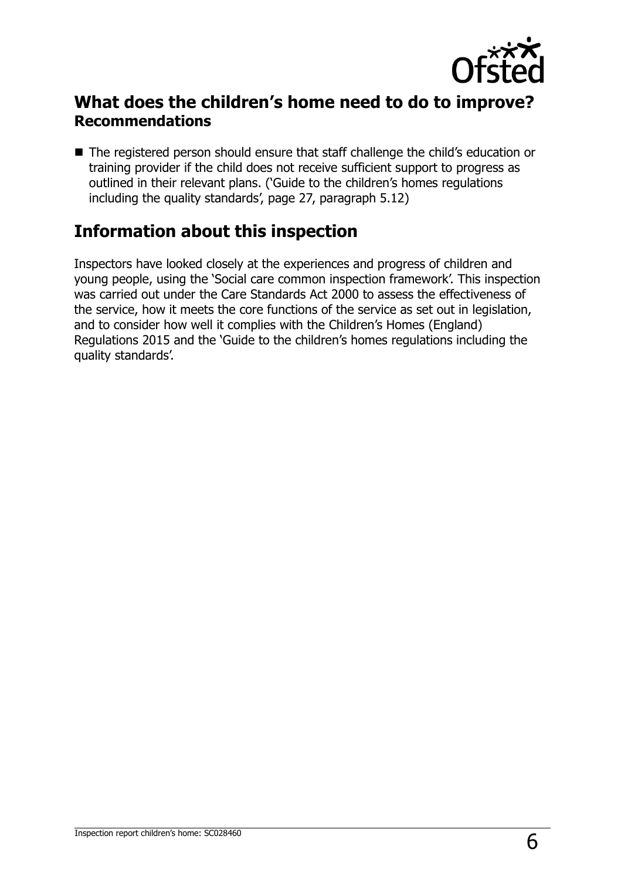## What does the children's home need to do to improve?

### Recommendations

- The registered person should ensure that staff challenge the child's education or training provider if the child does not receive sufficient support to progress as outlined in their relevant plans. ('Guide to the children's homes regulations including the quality standards', page 27, paragraph 5.12)

## Information about this inspection

Inspectors have looked closely at the experiences and progress of children and young people, using the 'Social care common inspection framework'. This inspection was carried out under the Care Standards Act 2000 to assess the effectiveness of the service, how it meets the core functions of the service as set out in legislation, and to consider how well it complies with the Children's Homes (England) Regulations 2015 and the 'Guide to the children's homes regulations including the quality standards'.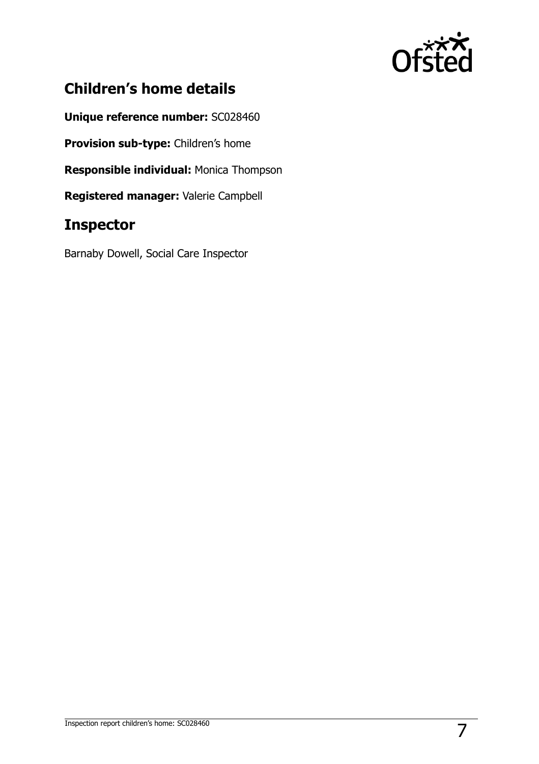## Children's home details

**Unique reference number:** SC028460

**Provision sub-type:** Children's home

**Responsible individual:** Monica Thompson

**Registered manager:** Valerie Campbell

## Inspector

Barnaby Dowell, Social Care Inspector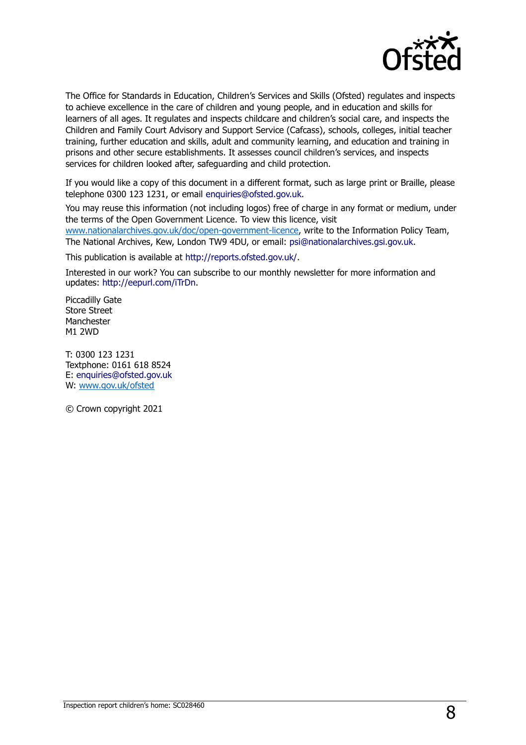The Office for Standards in Education, Children's Services and Skills (Ofsted) regulates and inspects to achieve excellence in the care of children and young people, and in education and skills for learners of all ages. It regulates and inspects childcare and children's social care, and inspects the Children and Family Court Advisory and Support Service (Cafcass), schools, colleges, initial teacher training, further education and skills, adult and community learning, and education and training in prisons and other secure establishments. It assesses council children's services, and inspects services for children looked after, safeguarding and child protection.

If you would like a copy of this document in a different format, such as large print or Braille, please telephone 0300 123 1231, or email enquiries@ofsted.gov.uk.

You may reuse this information (not including logos) free of charge in any format or medium, under the terms of the Open Government Licence. To view this licence, visit www.nationalarchives.gov.uk/doc/open-government-licence, write to the Information Policy Team, The National Archives, Kew, London TW9 4DU, or email: psi@nationalarchives.gsi.gov.uk.

This publication is available at http://reports.ofsted.gov.uk/.

Interested in our work? You can subscribe to our monthly newsletter for more information and updates: http://eepurl.com/iTrDn.

Piccadilly Gate
Store Street
Manchester
M1 2WD

T: 0300 123 1231
Textphone: 0161 618 8524
E: enquiries@ofsted.gov.uk
W: www.gov.uk/ofsted

© Crown copyright 2021